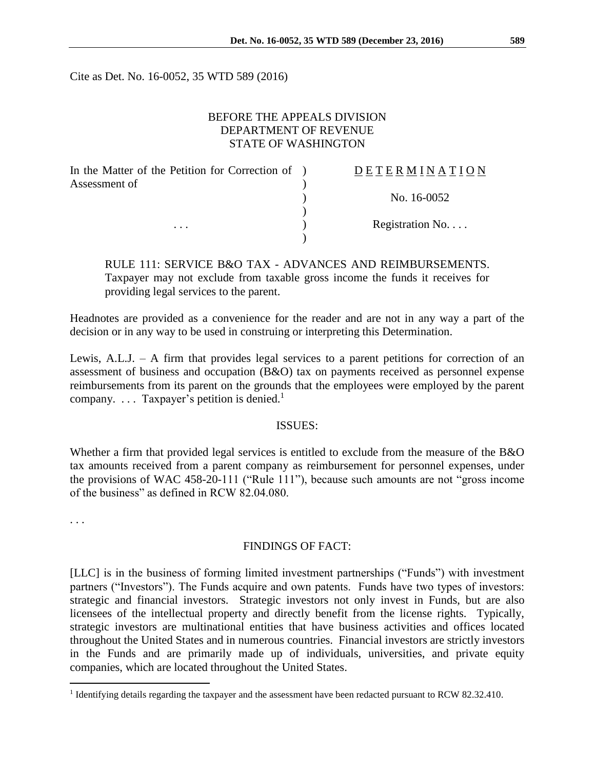Cite as Det. No. 16-0052, 35 WTD 589 (2016)

BEFORE THE APPEALS DIVISION
DEPARTMENT OF REVENUE
STATE OF WASHINGTON

| | | |
|---|---|---|
| In the Matter of the Petition for Correction of Assessment of | ) | D E T E R M I N A T I O N |
| | ) | No. 16-0052 |
| . . . | ) | Registration No. . . . |

RULE 111: SERVICE B&O TAX - ADVANCES AND REIMBURSEMENTS. Taxpayer may not exclude from taxable gross income the funds it receives for providing legal services to the parent.

Headnotes are provided as a convenience for the reader and are not in any way a part of the decision or in any way to be used in construing or interpreting this Determination.

Lewis, A.L.J. – A firm that provides legal services to a parent petitions for correction of an assessment of business and occupation (B&O) tax on payments received as personnel expense reimbursements from its parent on the grounds that the employees were employed by the parent company. . . . Taxpayer's petition is denied.[1]

## ISSUES:

Whether a firm that provided legal services is entitled to exclude from the measure of the B&O tax amounts received from a parent company as reimbursement for personnel expenses, under the provisions of WAC 458-20-111 ("Rule 111"), because such amounts are not "gross income of the business" as defined in RCW 82.04.080.

. . .

## FINDINGS OF FACT:

[LLC] is in the business of forming limited investment partnerships ("Funds") with investment partners ("Investors"). The Funds acquire and own patents. Funds have two types of investors: strategic and financial investors. Strategic investors not only invest in Funds, but are also licensees of the intellectual property and directly benefit from the license rights. Typically, strategic investors are multinational entities that have business activities and offices located throughout the United States and in numerous countries. Financial investors are strictly investors in the Funds and are primarily made up of individuals, universities, and private equity companies, which are located throughout the United States.

[1] Identifying details regarding the taxpayer and the assessment have been redacted pursuant to RCW 82.32.410.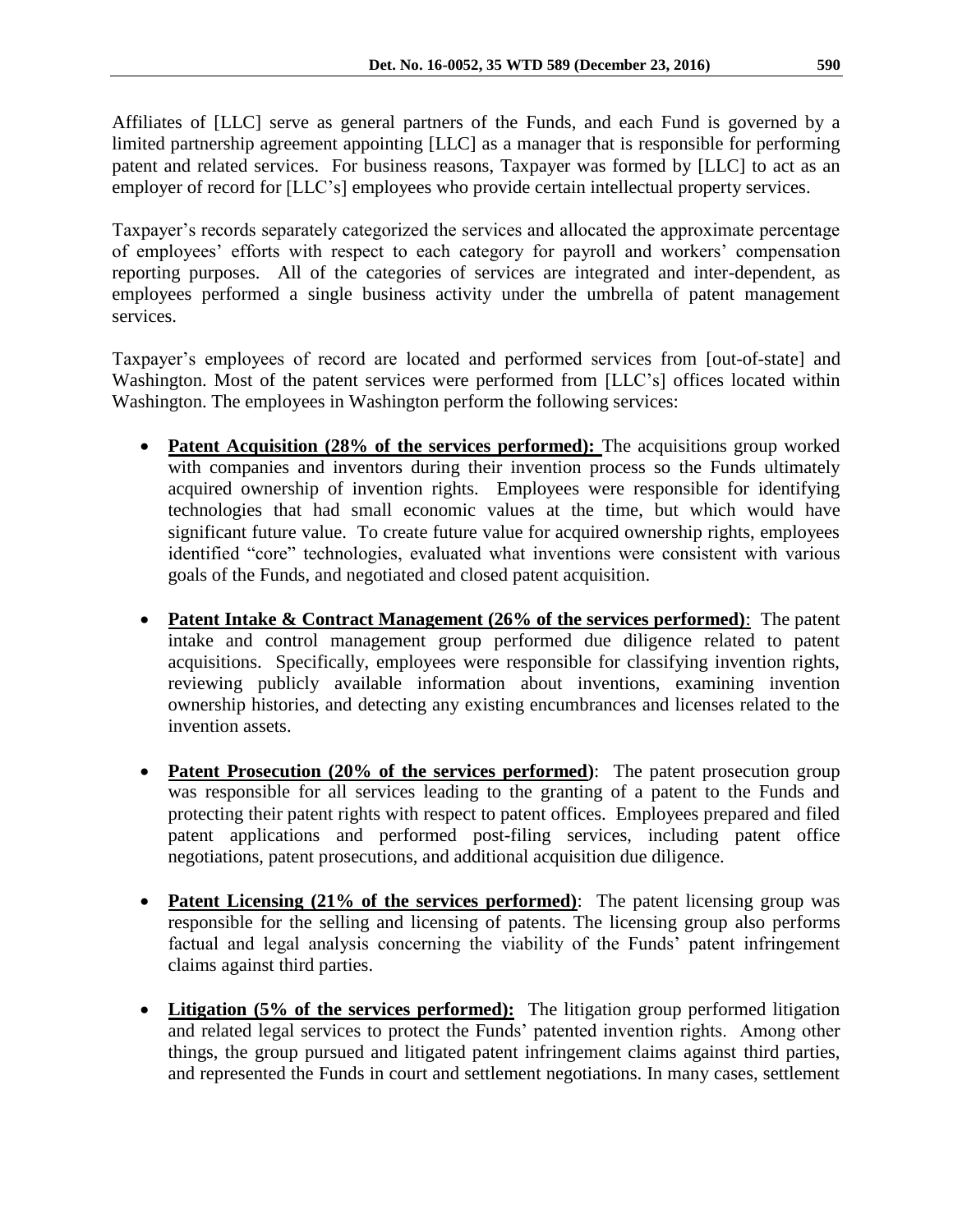Affiliates of [LLC] serve as general partners of the Funds, and each Fund is governed by a limited partnership agreement appointing [LLC] as a manager that is responsible for performing patent and related services. For business reasons, Taxpayer was formed by [LLC] to act as an employer of record for [LLC's] employees who provide certain intellectual property services.

Taxpayer's records separately categorized the services and allocated the approximate percentage of employees' efforts with respect to each category for payroll and workers' compensation reporting purposes. All of the categories of services are integrated and inter-dependent, as employees performed a single business activity under the umbrella of patent management services.

Taxpayer's employees of record are located and performed services from [out-of-state] and Washington. Most of the patent services were performed from [LLC's] offices located within Washington. The employees in Washington perform the following services:

- **Patent Acquisition (28% of the services performed):** The acquisitions group worked with companies and inventors during their invention process so the Funds ultimately acquired ownership of invention rights. Employees were responsible for identifying technologies that had small economic values at the time, but which would have significant future value. To create future value for acquired ownership rights, employees identified "core" technologies, evaluated what inventions were consistent with various goals of the Funds, and negotiated and closed patent acquisition.

- **Patent Intake & Contract Management (26% of the services performed)**: The patent intake and control management group performed due diligence related to patent acquisitions. Specifically, employees were responsible for classifying invention rights, reviewing publicly available information about inventions, examining invention ownership histories, and detecting any existing encumbrances and licenses related to the invention assets.

- **Patent Prosecution (20% of the services performed)**: The patent prosecution group was responsible for all services leading to the granting of a patent to the Funds and protecting their patent rights with respect to patent offices. Employees prepared and filed patent applications and performed post-filing services, including patent office negotiations, patent prosecutions, and additional acquisition due diligence.

- **Patent Licensing (21% of the services performed)**: The patent licensing group was responsible for the selling and licensing of patents. The licensing group also performs factual and legal analysis concerning the viability of the Funds' patent infringement claims against third parties.

- **Litigation (5% of the services performed):** The litigation group performed litigation and related legal services to protect the Funds' patented invention rights. Among other things, the group pursued and litigated patent infringement claims against third parties, and represented the Funds in court and settlement negotiations. In many cases, settlement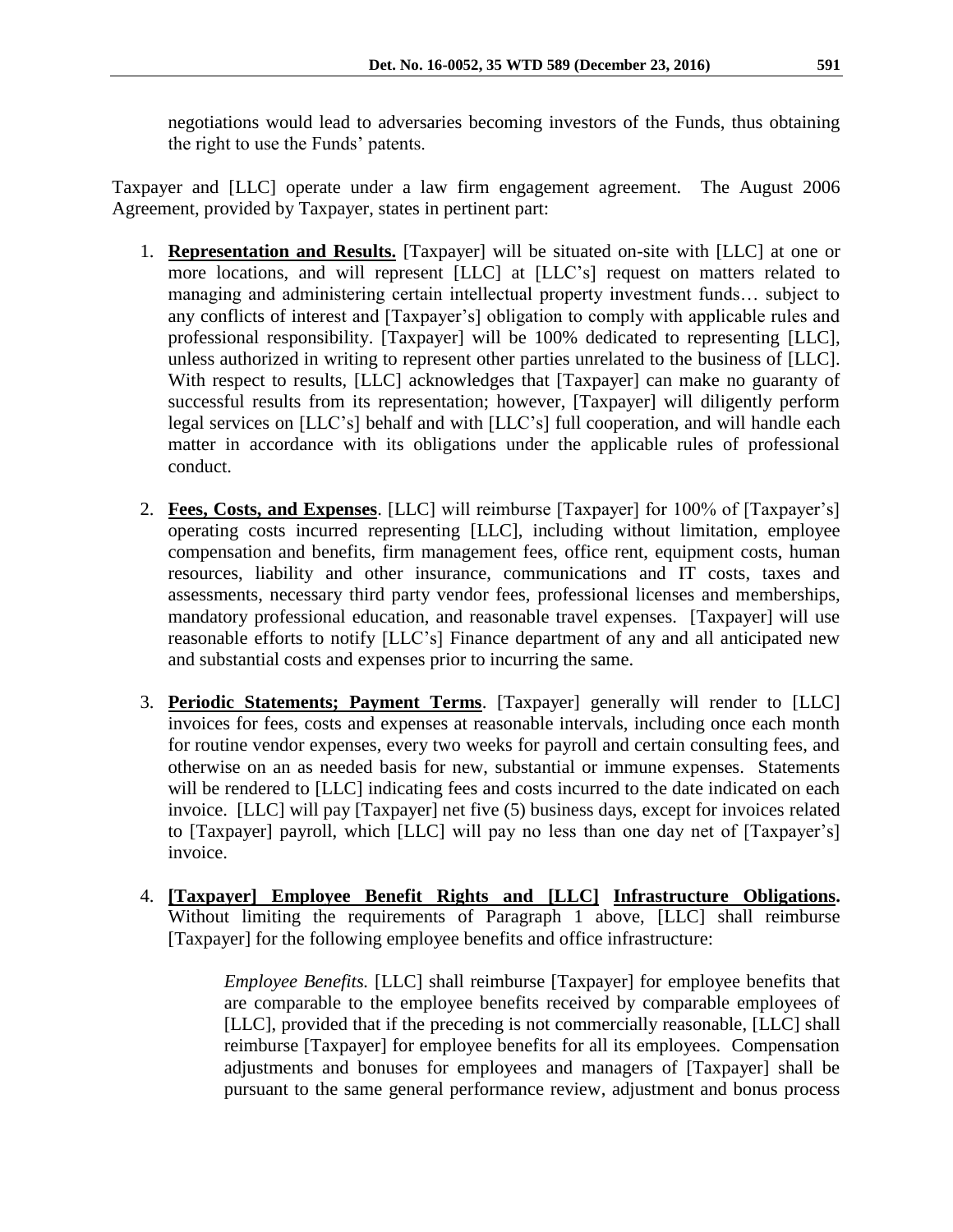negotiations would lead to adversaries becoming investors of the Funds, thus obtaining the right to use the Funds' patents.

Taxpayer and [LLC] operate under a law firm engagement agreement. The August 2006 Agreement, provided by Taxpayer, states in pertinent part:

1. **Representation and Results.** [Taxpayer] will be situated on-site with [LLC] at one or more locations, and will represent [LLC] at [LLC's] request on matters related to managing and administering certain intellectual property investment funds… subject to any conflicts of interest and [Taxpayer's] obligation to comply with applicable rules and professional responsibility. [Taxpayer] will be 100% dedicated to representing [LLC], unless authorized in writing to represent other parties unrelated to the business of [LLC]. With respect to results, [LLC] acknowledges that [Taxpayer] can make no guaranty of successful results from its representation; however, [Taxpayer] will diligently perform legal services on [LLC's] behalf and with [LLC's] full cooperation, and will handle each matter in accordance with its obligations under the applicable rules of professional conduct.

2. **Fees, Costs, and Expenses**. [LLC] will reimburse [Taxpayer] for 100% of [Taxpayer's] operating costs incurred representing [LLC], including without limitation, employee compensation and benefits, firm management fees, office rent, equipment costs, human resources, liability and other insurance, communications and IT costs, taxes and assessments, necessary third party vendor fees, professional licenses and memberships, mandatory professional education, and reasonable travel expenses. [Taxpayer] will use reasonable efforts to notify [LLC's] Finance department of any and all anticipated new and substantial costs and expenses prior to incurring the same.

3. **Periodic Statements; Payment Terms**. [Taxpayer] generally will render to [LLC] invoices for fees, costs and expenses at reasonable intervals, including once each month for routine vendor expenses, every two weeks for payroll and certain consulting fees, and otherwise on an as needed basis for new, substantial or immune expenses. Statements will be rendered to [LLC] indicating fees and costs incurred to the date indicated on each invoice. [LLC] will pay [Taxpayer] net five (5) business days, except for invoices related to [Taxpayer] payroll, which [LLC] will pay no less than one day net of [Taxpayer's] invoice.

4. **[Taxpayer] Employee Benefit Rights and [LLC] Infrastructure Obligations.** Without limiting the requirements of Paragraph 1 above, [LLC] shall reimburse [Taxpayer] for the following employee benefits and office infrastructure:

   *Employee Benefits.* [LLC] shall reimburse [Taxpayer] for employee benefits that are comparable to the employee benefits received by comparable employees of [LLC], provided that if the preceding is not commercially reasonable, [LLC] shall reimburse [Taxpayer] for employee benefits for all its employees. Compensation adjustments and bonuses for employees and managers of [Taxpayer] shall be pursuant to the same general performance review, adjustment and bonus process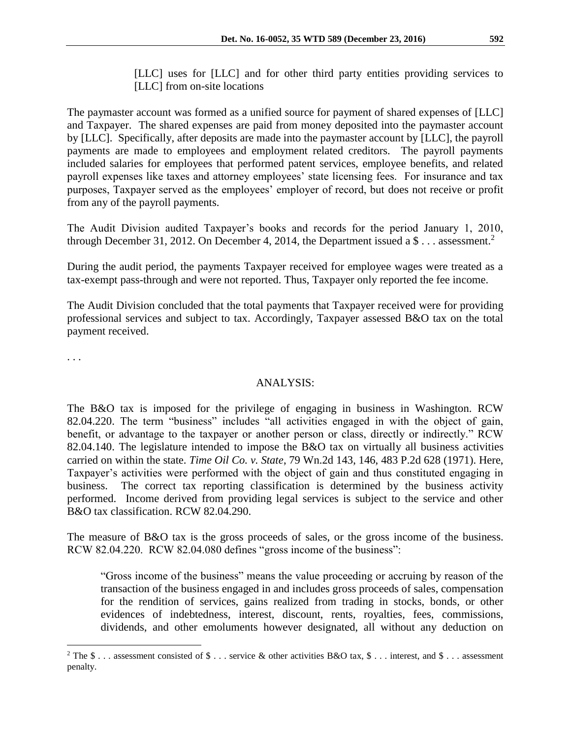[LLC] uses for [LLC] and for other third party entities providing services to [LLC] from on-site locations

The paymaster account was formed as a unified source for payment of shared expenses of [LLC] and Taxpayer. The shared expenses are paid from money deposited into the paymaster account by [LLC]. Specifically, after deposits are made into the paymaster account by [LLC], the payroll payments are made to employees and employment related creditors. The payroll payments included salaries for employees that performed patent services, employee benefits, and related payroll expenses like taxes and attorney employees' state licensing fees. For insurance and tax purposes, Taxpayer served as the employees' employer of record, but does not receive or profit from any of the payroll payments.

The Audit Division audited Taxpayer's books and records for the period January 1, 2010, through December 31, 2012. On December 4, 2014, the Department issued a $ . . . assessment.[2]

During the audit period, the payments Taxpayer received for employee wages were treated as a tax-exempt pass-through and were not reported. Thus, Taxpayer only reported the fee income.

The Audit Division concluded that the total payments that Taxpayer received were for providing professional services and subject to tax. Accordingly, Taxpayer assessed B&O tax on the total payment received.

. . .

## ANALYSIS:

The B&O tax is imposed for the privilege of engaging in business in Washington. RCW 82.04.220. The term "business" includes "all activities engaged in with the object of gain, benefit, or advantage to the taxpayer or another person or class, directly or indirectly." RCW 82.04.140. The legislature intended to impose the B&O tax on virtually all business activities carried on within the state. *Time Oil Co. v. State*, 79 Wn.2d 143, 146, 483 P.2d 628 (1971). Here, Taxpayer's activities were performed with the object of gain and thus constituted engaging in business. The correct tax reporting classification is determined by the business activity performed. Income derived from providing legal services is subject to the service and other B&O tax classification. RCW 82.04.290.

The measure of B&O tax is the gross proceeds of sales, or the gross income of the business. RCW 82.04.220. RCW 82.04.080 defines "gross income of the business":

> "Gross income of the business" means the value proceeding or accruing by reason of the transaction of the business engaged in and includes gross proceeds of sales, compensation for the rendition of services, gains realized from trading in stocks, bonds, or other evidences of indebtedness, interest, discount, rents, royalties, fees, commissions, dividends, and other emoluments however designated, all without any deduction on

[2] The $ . . . assessment consisted of $ . . . service & other activities B&O tax, $ . . . interest, and $ . . . assessment penalty.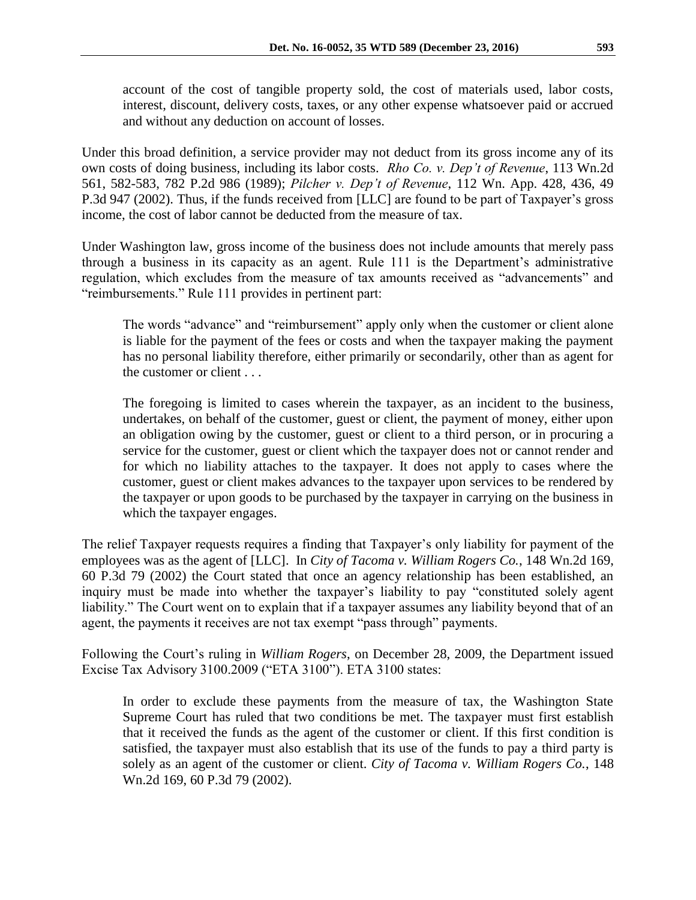account of the cost of tangible property sold, the cost of materials used, labor costs, interest, discount, delivery costs, taxes, or any other expense whatsoever paid or accrued and without any deduction on account of losses.

Under this broad definition, a service provider may not deduct from its gross income any of its own costs of doing business, including its labor costs. *Rho Co. v. Dep't of Revenue*, 113 Wn.2d 561, 582-583, 782 P.2d 986 (1989); *Pilcher v. Dep't of Revenue*, 112 Wn. App. 428, 436, 49 P.3d 947 (2002). Thus, if the funds received from [LLC] are found to be part of Taxpayer's gross income, the cost of labor cannot be deducted from the measure of tax.

Under Washington law, gross income of the business does not include amounts that merely pass through a business in its capacity as an agent. Rule 111 is the Department's administrative regulation, which excludes from the measure of tax amounts received as "advancements" and "reimbursements." Rule 111 provides in pertinent part:

> The words "advance" and "reimbursement" apply only when the customer or client alone is liable for the payment of the fees or costs and when the taxpayer making the payment has no personal liability therefore, either primarily or secondarily, other than as agent for the customer or client . . .
>
> The foregoing is limited to cases wherein the taxpayer, as an incident to the business, undertakes, on behalf of the customer, guest or client, the payment of money, either upon an obligation owing by the customer, guest or client to a third person, or in procuring a service for the customer, guest or client which the taxpayer does not or cannot render and for which no liability attaches to the taxpayer. It does not apply to cases where the customer, guest or client makes advances to the taxpayer upon services to be rendered by the taxpayer or upon goods to be purchased by the taxpayer in carrying on the business in which the taxpayer engages.

The relief Taxpayer requests requires a finding that Taxpayer's only liability for payment of the employees was as the agent of [LLC]. In *City of Tacoma v. William Rogers Co.*, 148 Wn.2d 169, 60 P.3d 79 (2002) the Court stated that once an agency relationship has been established, an inquiry must be made into whether the taxpayer's liability to pay "constituted solely agent liability." The Court went on to explain that if a taxpayer assumes any liability beyond that of an agent, the payments it receives are not tax exempt "pass through" payments.

Following the Court's ruling in *William Rogers*, on December 28, 2009, the Department issued Excise Tax Advisory 3100.2009 ("ETA 3100"). ETA 3100 states:

> In order to exclude these payments from the measure of tax, the Washington State Supreme Court has ruled that two conditions be met. The taxpayer must first establish that it received the funds as the agent of the customer or client. If this first condition is satisfied, the taxpayer must also establish that its use of the funds to pay a third party is solely as an agent of the customer or client. *City of Tacoma v. William Rogers Co.*, 148 Wn.2d 169, 60 P.3d 79 (2002).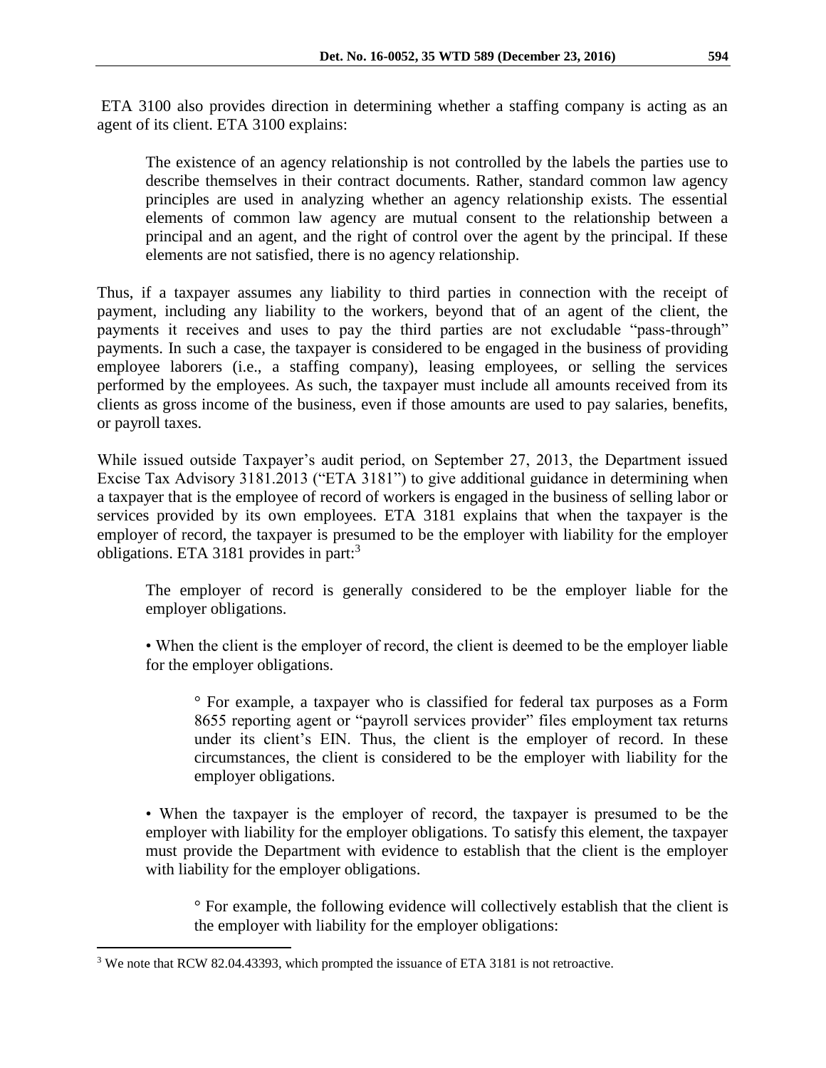ETA 3100 also provides direction in determining whether a staffing company is acting as an agent of its client. ETA 3100 explains:

> The existence of an agency relationship is not controlled by the labels the parties use to describe themselves in their contract documents. Rather, standard common law agency principles are used in analyzing whether an agency relationship exists. The essential elements of common law agency are mutual consent to the relationship between a principal and an agent, and the right of control over the agent by the principal. If these elements are not satisfied, there is no agency relationship.

Thus, if a taxpayer assumes any liability to third parties in connection with the receipt of payment, including any liability to the workers, beyond that of an agent of the client, the payments it receives and uses to pay the third parties are not excludable "pass-through" payments. In such a case, the taxpayer is considered to be engaged in the business of providing employee laborers (i.e., a staffing company), leasing employees, or selling the services performed by the employees. As such, the taxpayer must include all amounts received from its clients as gross income of the business, even if those amounts are used to pay salaries, benefits, or payroll taxes.

While issued outside Taxpayer's audit period, on September 27, 2013, the Department issued Excise Tax Advisory 3181.2013 ("ETA 3181") to give additional guidance in determining when a taxpayer that is the employee of record of workers is engaged in the business of selling labor or services provided by its own employees. ETA 3181 explains that when the taxpayer is the employer of record, the taxpayer is presumed to be the employer with liability for the employer obligations. ETA 3181 provides in part:[3]

> The employer of record is generally considered to be the employer liable for the employer obligations.
>
> • When the client is the employer of record, the client is deemed to be the employer liable for the employer obligations.
>
> > ° For example, a taxpayer who is classified for federal tax purposes as a Form 8655 reporting agent or "payroll services provider" files employment tax returns under its client's EIN. Thus, the client is the employer of record. In these circumstances, the client is considered to be the employer with liability for the employer obligations.
>
> • When the taxpayer is the employer of record, the taxpayer is presumed to be the employer with liability for the employer obligations. To satisfy this element, the taxpayer must provide the Department with evidence to establish that the client is the employer with liability for the employer obligations.
>
> > ° For example, the following evidence will collectively establish that the client is the employer with liability for the employer obligations:

[3] We note that RCW 82.04.43393, which prompted the issuance of ETA 3181 is not retroactive.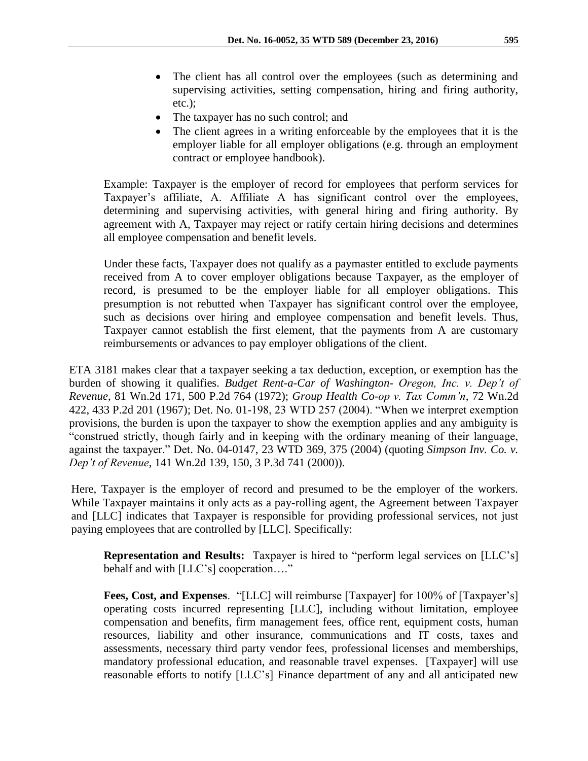- The client has all control over the employees (such as determining and supervising activities, setting compensation, hiring and firing authority, etc.);
- The taxpayer has no such control; and
- The client agrees in a writing enforceable by the employees that it is the employer liable for all employer obligations (e.g. through an employment contract or employee handbook).

> Example: Taxpayer is the employer of record for employees that perform services for Taxpayer's affiliate, A. Affiliate A has significant control over the employees, determining and supervising activities, with general hiring and firing authority. By agreement with A, Taxpayer may reject or ratify certain hiring decisions and determines all employee compensation and benefit levels.
>
> Under these facts, Taxpayer does not qualify as a paymaster entitled to exclude payments received from A to cover employer obligations because Taxpayer, as the employer of record, is presumed to be the employer liable for all employer obligations. This presumption is not rebutted when Taxpayer has significant control over the employee, such as decisions over hiring and employee compensation and benefit levels. Thus, Taxpayer cannot establish the first element, that the payments from A are customary reimbursements or advances to pay employer obligations of the client.

ETA 3181 makes clear that a taxpayer seeking a tax deduction, exception, or exemption has the burden of showing it qualifies. *Budget Rent-a-Car of Washington- Oregon, Inc. v. Dep't of Revenue*, 81 Wn.2d 171, 500 P.2d 764 (1972); *Group Health Co-op v. Tax Comm'n*, 72 Wn.2d 422, 433 P.2d 201 (1967); Det. No. 01-198, 23 WTD 257 (2004). "When we interpret exemption provisions, the burden is upon the taxpayer to show the exemption applies and any ambiguity is "construed strictly, though fairly and in keeping with the ordinary meaning of their language, against the taxpayer." Det. No. 04-0147, 23 WTD 369, 375 (2004) (quoting *Simpson Inv. Co. v. Dep't of Revenue*, 141 Wn.2d 139, 150, 3 P.3d 741 (2000)).

Here, Taxpayer is the employer of record and presumed to be the employer of the workers. While Taxpayer maintains it only acts as a pay-rolling agent, the Agreement between Taxpayer and [LLC] indicates that Taxpayer is responsible for providing professional services, not just paying employees that are controlled by [LLC]. Specifically:

> **Representation and Results:** Taxpayer is hired to "perform legal services on [LLC's] behalf and with [LLC's] cooperation…."
>
> **Fees, Cost, and Expenses**. "[LLC] will reimburse [Taxpayer] for 100% of [Taxpayer's] operating costs incurred representing [LLC], including without limitation, employee compensation and benefits, firm management fees, office rent, equipment costs, human resources, liability and other insurance, communications and IT costs, taxes and assessments, necessary third party vendor fees, professional licenses and memberships, mandatory professional education, and reasonable travel expenses. [Taxpayer] will use reasonable efforts to notify [LLC's] Finance department of any and all anticipated new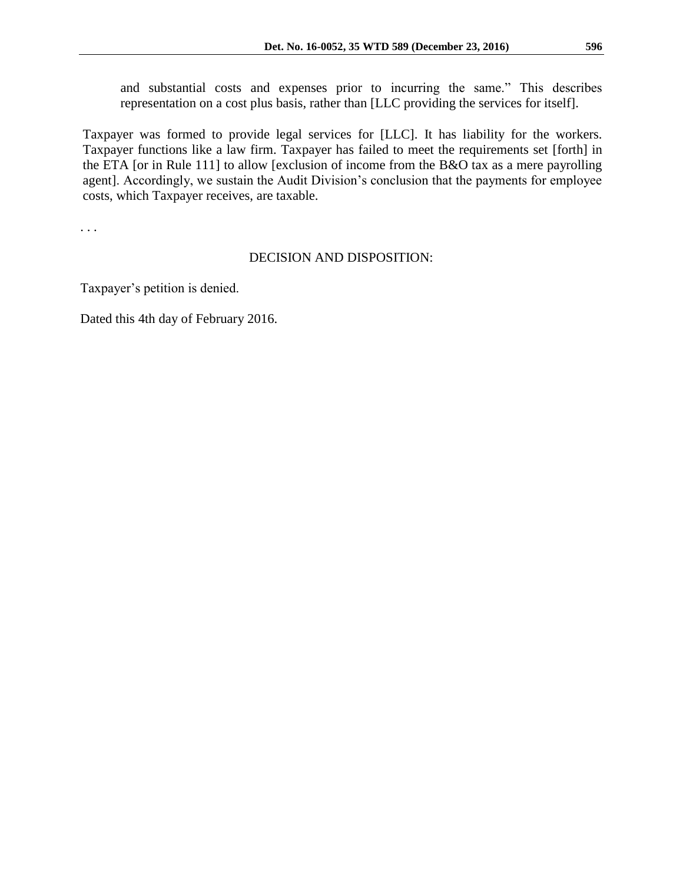> and substantial costs and expenses prior to incurring the same." This describes representation on a cost plus basis, rather than [LLC providing the services for itself].

Taxpayer was formed to provide legal services for [LLC]. It has liability for the workers. Taxpayer functions like a law firm. Taxpayer has failed to meet the requirements set [forth] in the ETA [or in Rule 111] to allow [exclusion of income from the B&O tax as a mere payrolling agent]. Accordingly, we sustain the Audit Division's conclusion that the payments for employee costs, which Taxpayer receives, are taxable.

. . .

DECISION AND DISPOSITION:

Taxpayer's petition is denied.

Dated this 4th day of February 2016.